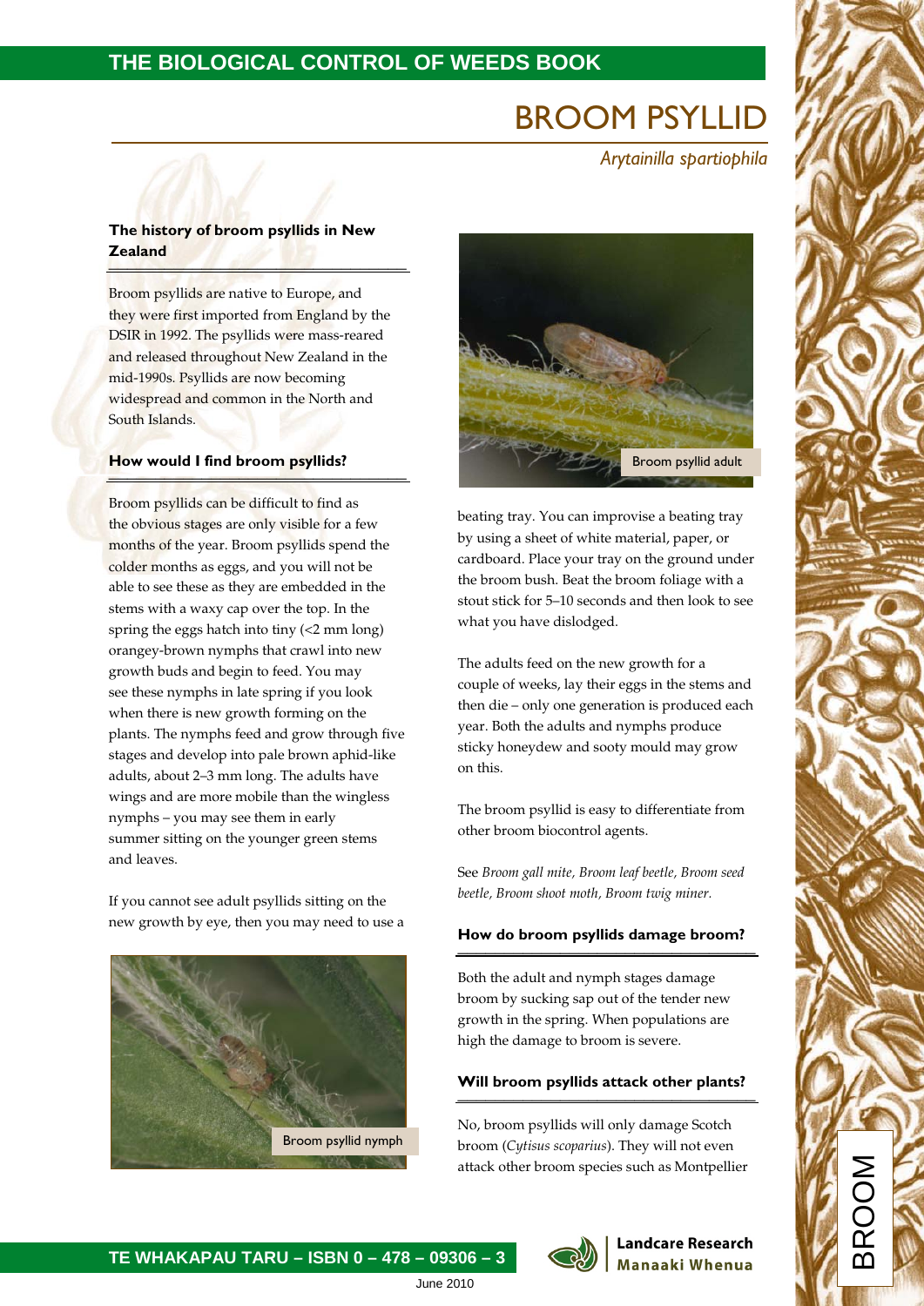# BROOM PSYLLID

*Arytainilla spartiophila*

## The history of broom psyllids in New Zealand

Broom psyllids are native to Europe, and they were first imported from England by the DSIR in 1992. The psyllids were mass-reared and released throughout New Zealand in the mid-1990s. Psyllids are now becoming widespread and common in the North and South Islands.

## How would I find broom psyllids?

Broom psyllids can be difficult to find as the obvious stages are only visible for a few months of the year. Broom psyllids spend the colder months as eggs, and you will not be able to see these as they are embedded in the stems with a waxy cap over the top. In the spring the eggs hatch into tiny (<2 mm long) orangey-brown nymphs that crawl into new growth buds and begin to feed. You may see these nymphs in late spring if you look when there is new growth forming on the plants. The nymphs feed and grow through five stages and develop into pale brown aphid-like adults, about 2–3 mm long. The adults have wings and are more mobile than the wingless nymphs – you may see them in early summer sitting on the younger green stems and leaves.

If you cannot see adult psyllids sitting on the new growth by eye, then you may need to use a beating tray. You can improvise a beating tray by using a sheet of white material, paper, or cardboard. Place your tray on the ground under the broom bush. Beat the broom foliage with a stout stick for 5–10 seconds and then look to see what you have dislodged.

Broom psyllid nymph

Broom psyllid adult

The adults feed on the new growth for a couple of weeks, lay their eggs in the stems and then die – only one generation is produced each year. Both the adults and nymphs produce sticky honeydew and sooty mould may grow on this.

The broom psyllid is easy to differentiate from other broom biocontrol agents.

See *Broom gall mite, Broom leaf beetle, Broom seed beetle, Broom shoot moth, Broom twig miner.*

## How do broom psyllids damage broom?

Both the adult and nymph stages damage broom by sucking sap out of the tender new growth in the spring. When populations are high the damage to broom is severe.

## Will broom psyllids attack other plants?

No, broom psyllids will only damage Scotch broom (*Cytisus scoparius*). They will not even attack other broom species such as Montpellier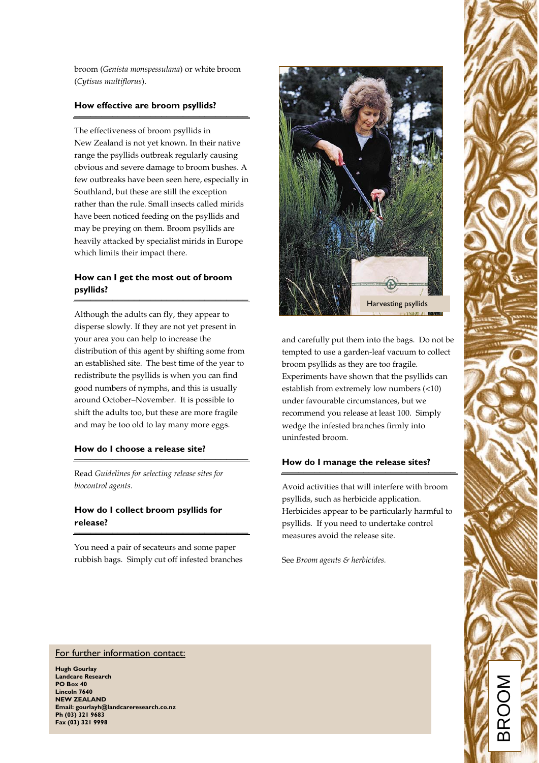broom (*Genista monspessulana*) or white broom (*Cytisus multiflorus*).

### How effective are broom psyllids?

The effectiveness of broom psyllids in New Zealand is not yet known. In their native range the psyllids outbreak regularly causing obvious and severe damage to broom bushes. A few outbreaks have been seen here, especially in Southland, but these are still the exception rather than the rule. Small insects called mirids have been noticed feeding on the psyllids and may be preying on them. Broom psyllids are heavily attacked by specialist mirids in Europe which limits their impact there.

### How can I get the most out of broom psyllids?

Although the adults can fly, they appear to disperse slowly. If they are not yet present in your area you can help to increase the distribution of this agent by shifting some from an established site. The best time of the year to redistribute the psyllids is when you can find good numbers of nymphs, and this is usually around October–November. It is possible to shift the adults too, but these are more fragile and may be too old to lay many more eggs.

### How do I choose a release site?

Read *Guidelines for selecting release sites for biocontrol agents.*

### How do I collect broom psyllids for release?

You need a pair of secateurs and some paper rubbish bags. Simply cut off infested branches and carefully put them into the bags. Do not be tempted to use a garden-leaf vacuum to collect broom psyllids as they are too fragile. Experiments have shown that the psyllids can establish from extremely low numbers (<10) under favourable circumstances, but we recommend you release at least 100. Simply wedge the infested branches firmly into uninfested broom.

Harvesting psyllids

### How do I manage the release sites?

Avoid activities that will interfere with broom psyllids, such as herbicide application. Herbicides appear to be particularly harmful to psyllids. If you need to undertake control measures avoid the release site.

See *Broom agents & herbicides.*

For further information contact:

**Hugh Gourlay**
**Landcare Research**
**PO Box 40**
**Lincoln 7640**
**NEW ZEALAND**
**Email: gourlayh@landcareresearch.co.nz**
**Ph (03) 321 9683**
**Fax (03) 321 9998**

BROOM